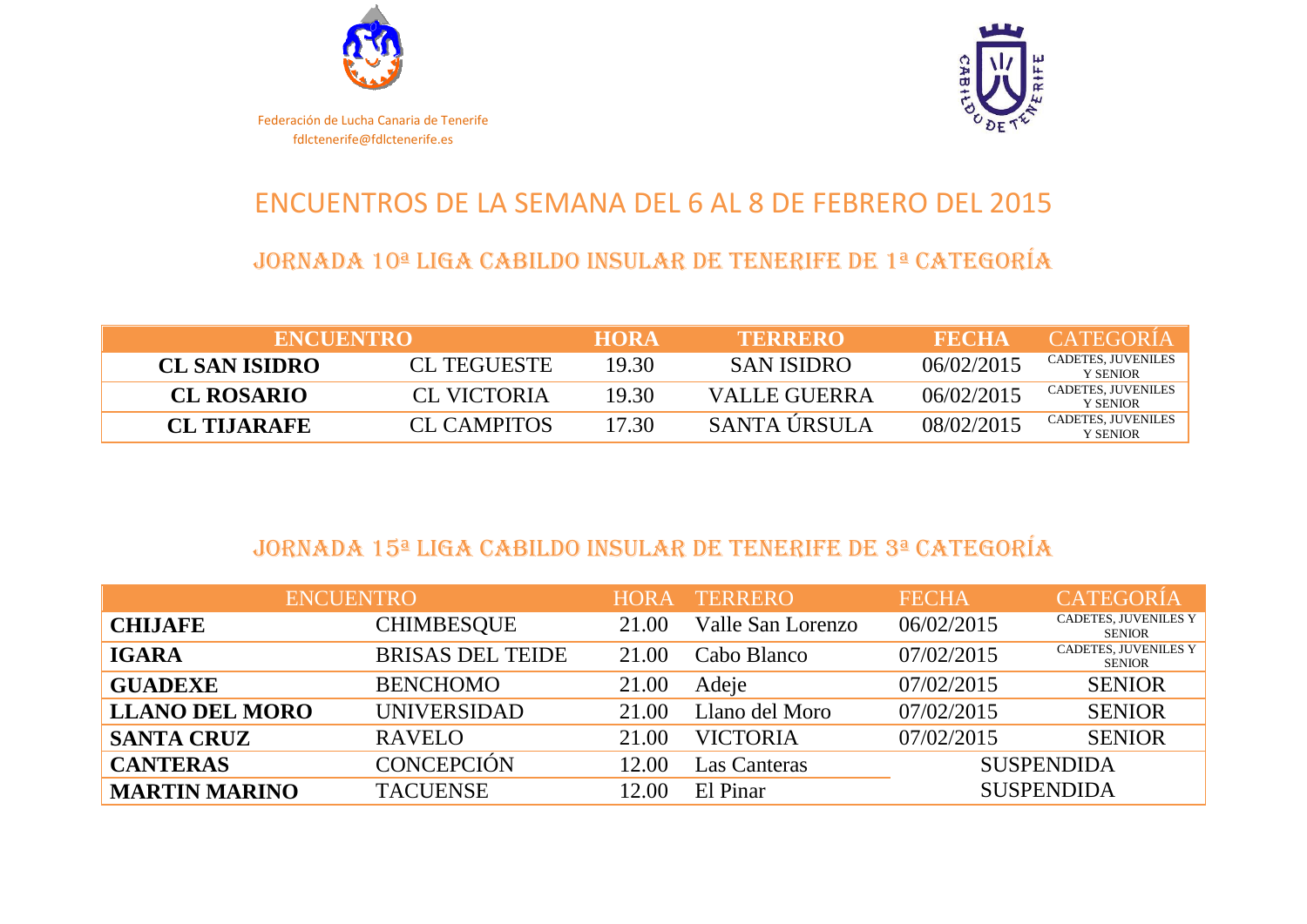Federación de Lucha Canaria de Tenerife
fdlctenerife@fdlctenerife.es

# ENCUENTROS DE LA SEMANA DEL 6 AL 8 DE FEBRERO DEL 2015

## JORNADA 10ª LIGA CABILDO INSULAR DE TENERIFE DE 1ª CATEGORÍA

| ENCUENTRO | | HORA | TERRERO | FECHA | CATEGORÍA |
|---|---|---|---|---|---|
| **CL SAN ISIDRO** | CL TEGUESTE | 19.30 | SAN ISIDRO | 06/02/2015 | CADETES, JUVENILES Y SENIOR |
| **CL ROSARIO** | CL VICTORIA | 19.30 | VALLE GUERRA | 06/02/2015 | CADETES, JUVENILES Y SENIOR |
| **CL TIJARAFE** | CL CAMPITOS | 17.30 | SANTA ÚRSULA | 08/02/2015 | CADETES, JUVENILES Y SENIOR |

## JORNADA 15ª LIGA CABILDO INSULAR DE TENERIFE DE 3ª CATEGORÍA

| ENCUENTRO | | HORA | TERRERO | FECHA | CATEGORÍA |
|---|---|---|---|---|---|
| **CHIJAFE** | CHIMBESQUE | 21.00 | Valle San Lorenzo | 06/02/2015 | CADETES, JUVENILES Y SENIOR |
| **IGARA** | BRISAS DEL TEIDE | 21.00 | Cabo Blanco | 07/02/2015 | CADETES, JUVENILES Y SENIOR |
| **GUADEXE** | BENCHOMO | 21.00 | Adeje | 07/02/2015 | SENIOR |
| **LLANO DEL MORO** | UNIVERSIDAD | 21.00 | Llano del Moro | 07/02/2015 | SENIOR |
| **SANTA CRUZ** | RAVELO | 21.00 | VICTORIA | 07/02/2015 | SENIOR |
| **CANTERAS** | CONCEPCIÓN | 12.00 | Las Canteras | SUSPENDIDA | |
| **MARTIN MARINO** | TACUENSE | 12.00 | El Pinar | SUSPENDIDA | |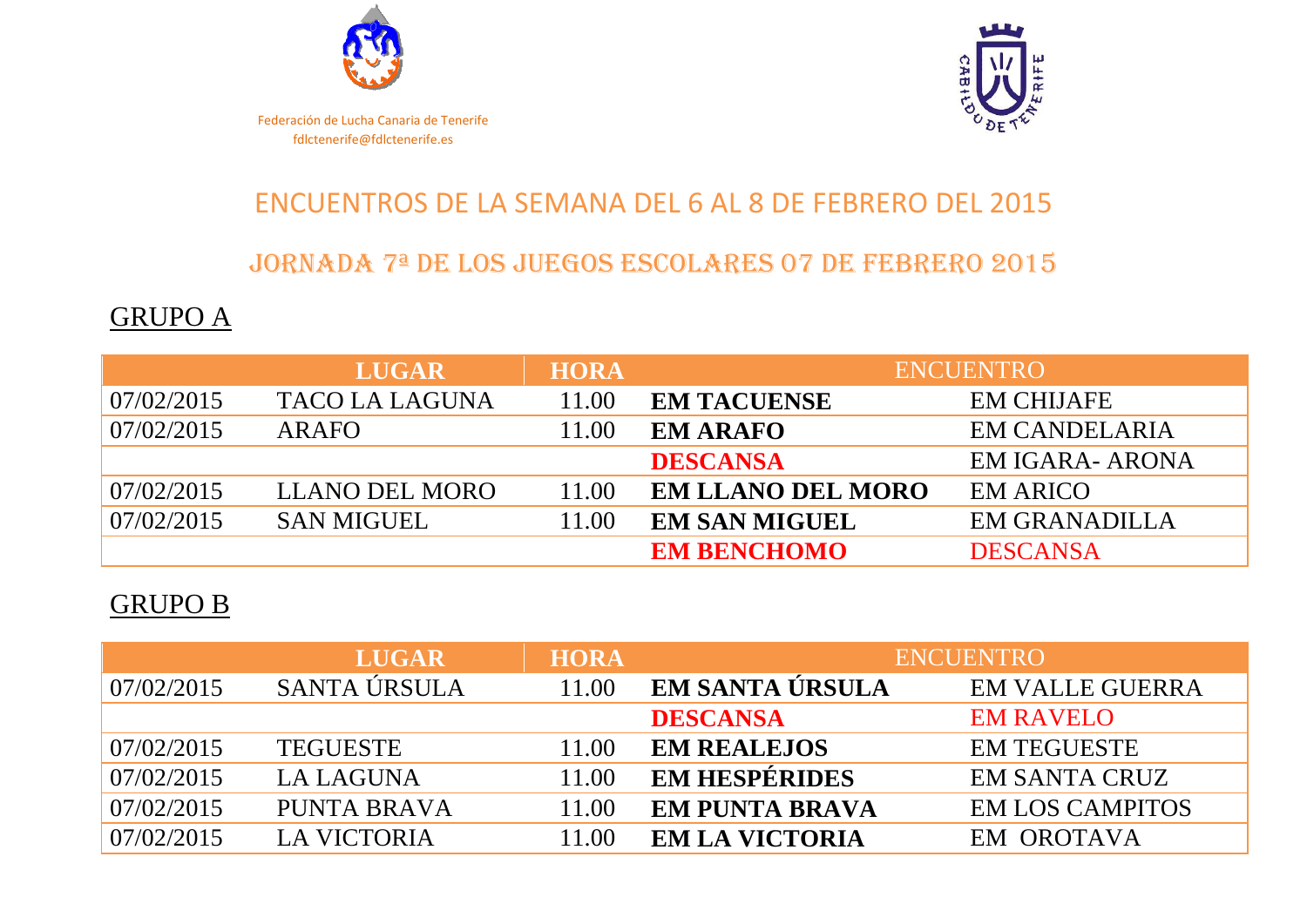Federación de Lucha Canaria de Tenerife
fdlctenerife@fdlctenerife.es

# ENCUENTROS DE LA SEMANA DEL 6 AL 8 DE FEBRERO DEL 2015

## JORNADA 7ª DE LOS JUEGOS ESCOLARES 07 DE FEBRERO 2015

### GRUPO A

| | LUGAR | HORA | ENCUENTRO | |
|---|---|---|---|---|
| 07/02/2015 | TACO LA LAGUNA | 11.00 | **EM TACUENSE** | EM CHIJAFE |
| 07/02/2015 | ARAFO | 11.00 | **EM ARAFO** | EM CANDELARIA |
| | | | **DESCANSA** | EM IGARA- ARONA |
| 07/02/2015 | LLANO DEL MORO | 11.00 | **EM LLANO DEL MORO** | EM ARICO |
| 07/02/2015 | SAN MIGUEL | 11.00 | **EM SAN MIGUEL** | EM GRANADILLA |
| | | | **EM BENCHOMO** | DESCANSA |

### GRUPO B

| | LUGAR | HORA | ENCUENTRO | |
|---|---|---|---|---|
| 07/02/2015 | SANTA ÚRSULA | 11.00 | **EM SANTA ÚRSULA** | EM VALLE GUERRA |
| | | | **DESCANSA** | EM RAVELO |
| 07/02/2015 | TEGUESTE | 11.00 | **EM REALEJOS** | EM TEGUESTE |
| 07/02/2015 | LA LAGUNA | 11.00 | **EM HESPÉRIDES** | EM SANTA CRUZ |
| 07/02/2015 | PUNTA BRAVA | 11.00 | **EM PUNTA BRAVA** | EM LOS CAMPITOS |
| 07/02/2015 | LA VICTORIA | 11.00 | **EM LA VICTORIA** | EM OROTAVA |